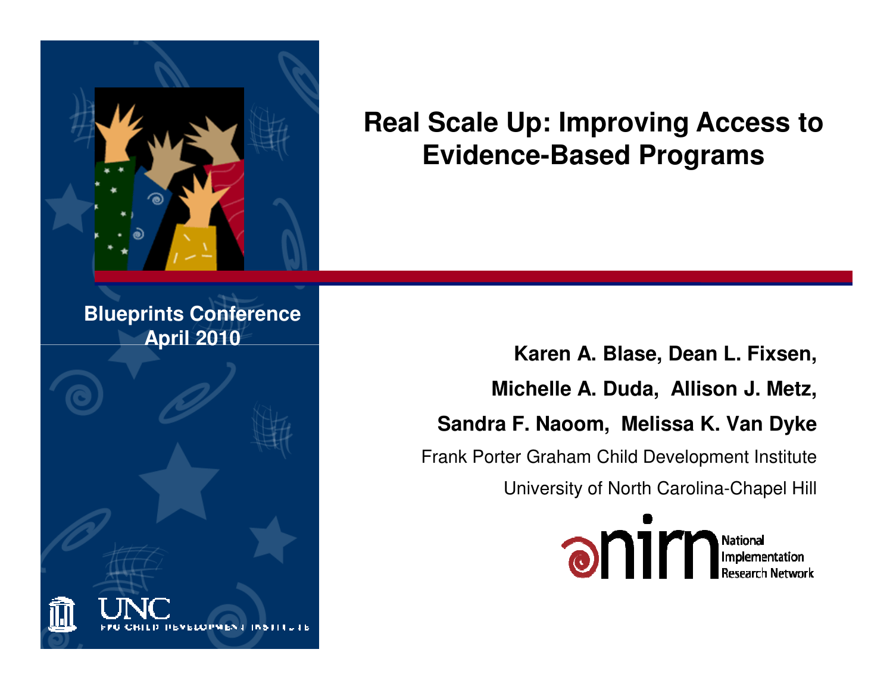# Real Scale Up: Improving Access to Evidence-Based Programs

**Blueprints Conference**
**April 2010**

**Karen A. Blase, Dean L. Fixsen,**

**Michelle A. Duda, Allison J. Metz,**

**Sandra F. Naoom, Melissa K. Van Dyke**

Frank Porter Graham Child Development Institute

University of North Carolina-Chapel Hill

nirn National Implementation Research Network

UNC FPG CHILD DEVELOPMENT INSTITUTE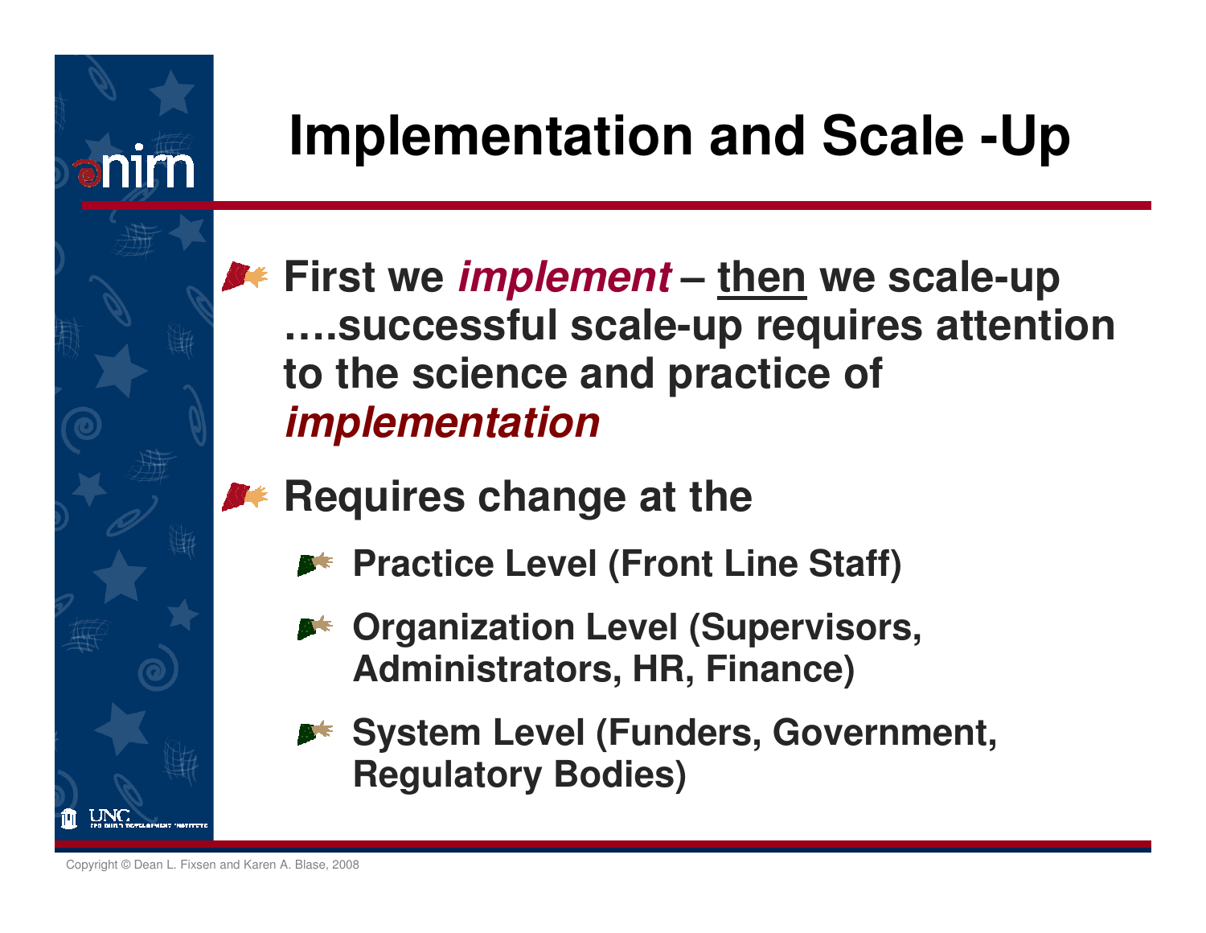# Implementation and Scale -Up

- **First we *implement* – <u>then</u> we scale-up ….successful scale-up requires attention to the science and practice of *implementation***
- **Requires change at the**
  - **Practice Level (Front Line Staff)**
  - **Organization Level (Supervisors, Administrators, HR, Finance)**
  - **System Level (Funders, Government, Regulatory Bodies)**

Copyright © Dean L. Fixsen and Karen A. Blase, 2008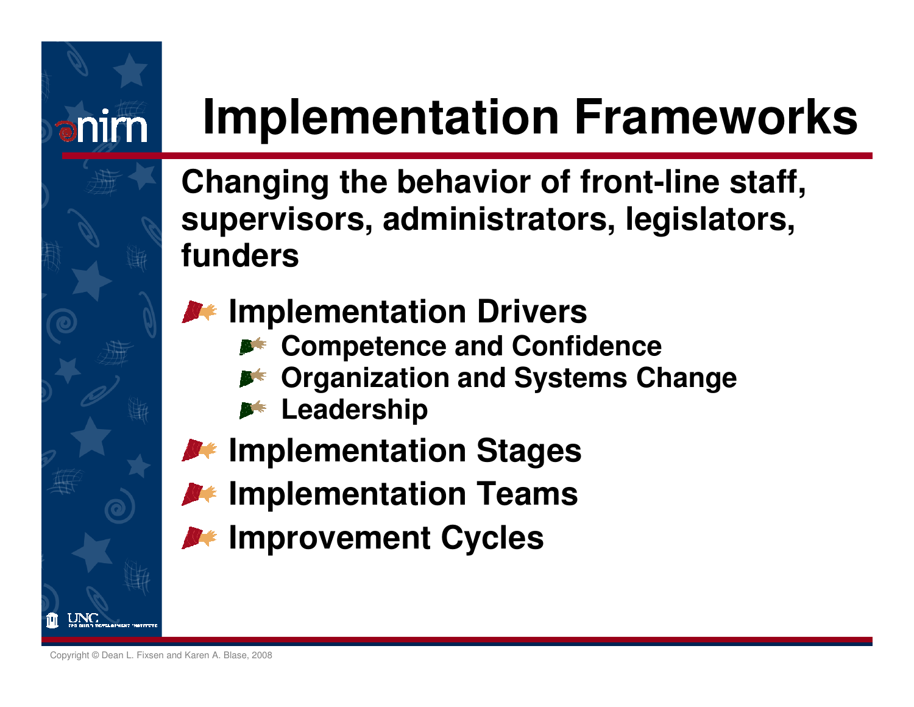# Implementation Frameworks

**Changing the behavior of front-line staff, supervisors, administrators, legislators, funders**

- **Implementation Drivers**
  - **Competence and Confidence**
  - **Organization and Systems Change**
  - **Leadership**
- **Implementation Stages**
- **Implementation Teams**
- **Improvement Cycles**

Copyright © Dean L. Fixsen and Karen A. Blase, 2008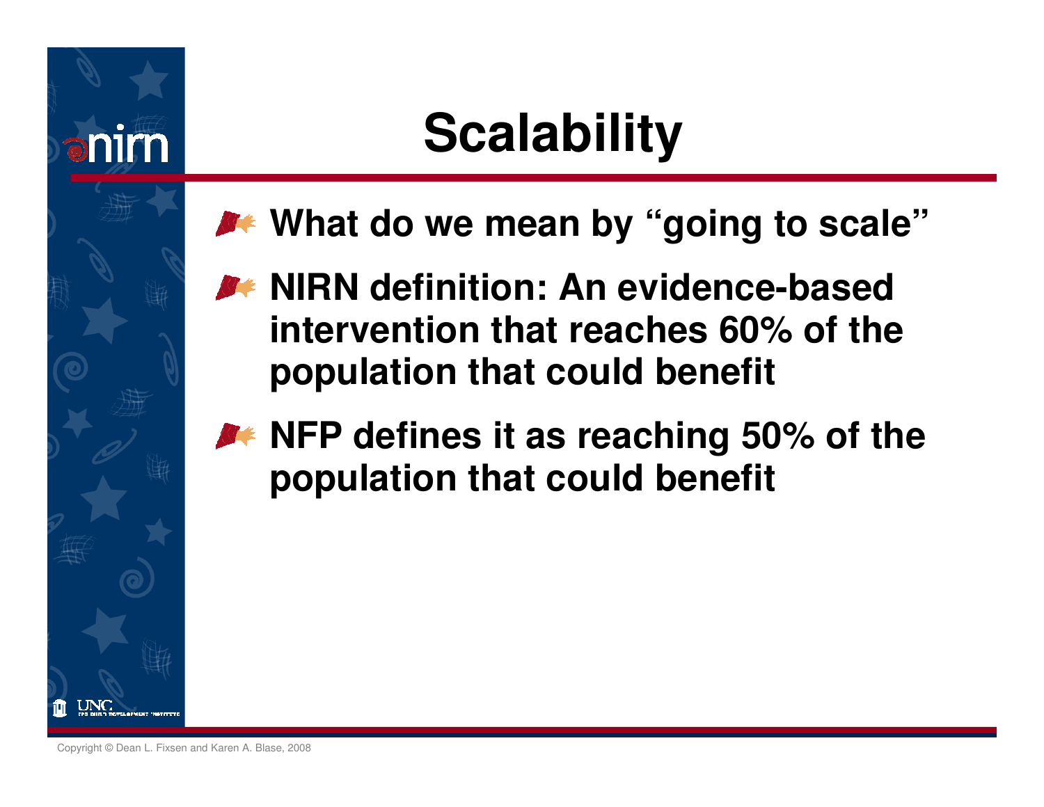# Scalability

- **What do we mean by "going to scale"**
- **NIRN definition: An evidence-based intervention that reaches 60% of the population that could benefit**
- **NFP defines it as reaching 50% of the population that could benefit**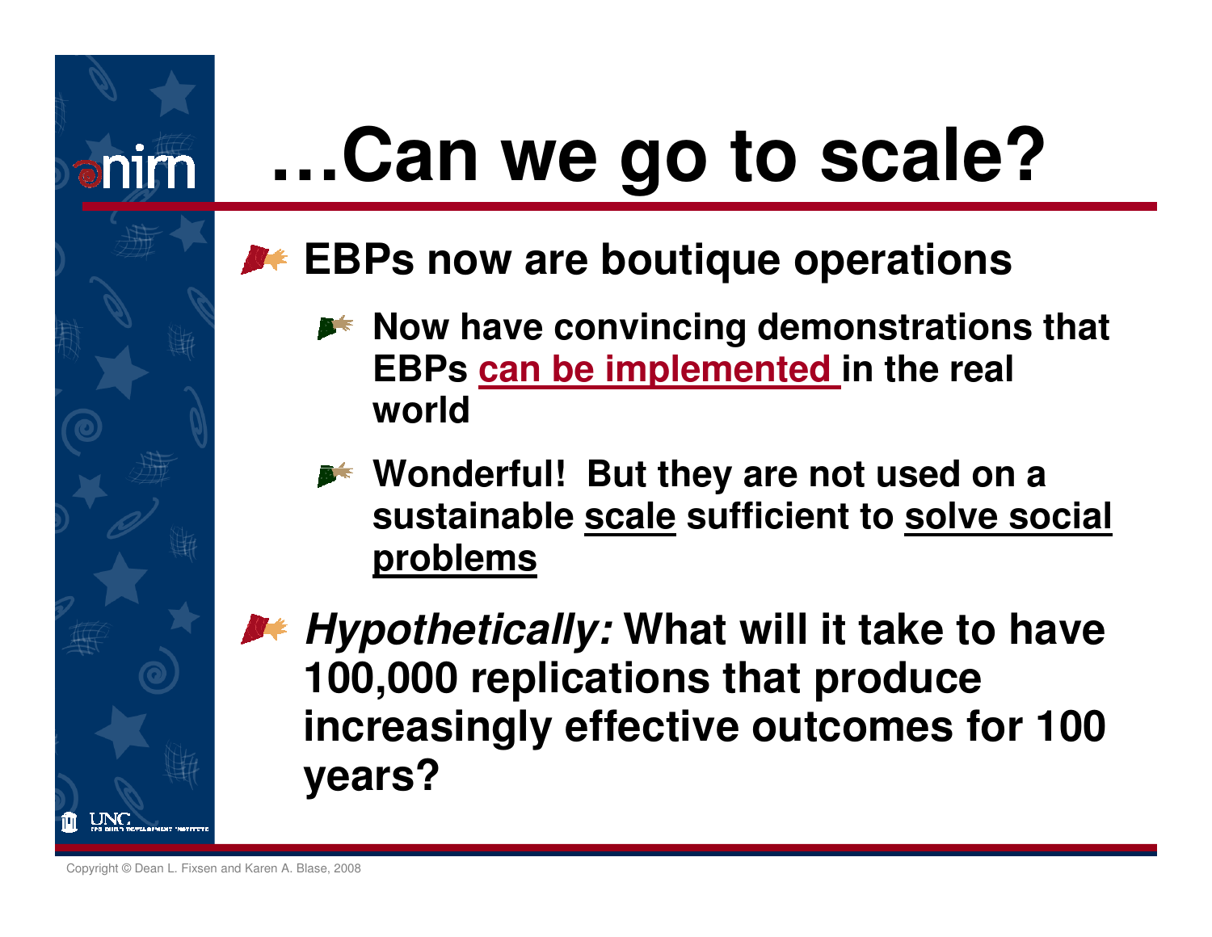# …Can we go to scale?

- **EBPs now are boutique operations**
  - **Now have convincing demonstrations that EBPs <u>can be implemented</u> in the real world**
  - **Wonderful! But they are not used on a sustainable <u>scale</u> sufficient to <u>solve social problems</u>**
- ***Hypothetically:* What will it take to have 100,000 replications that produce increasingly effective outcomes for 100 years?**

Copyright © Dean L. Fixsen and Karen A. Blase, 2008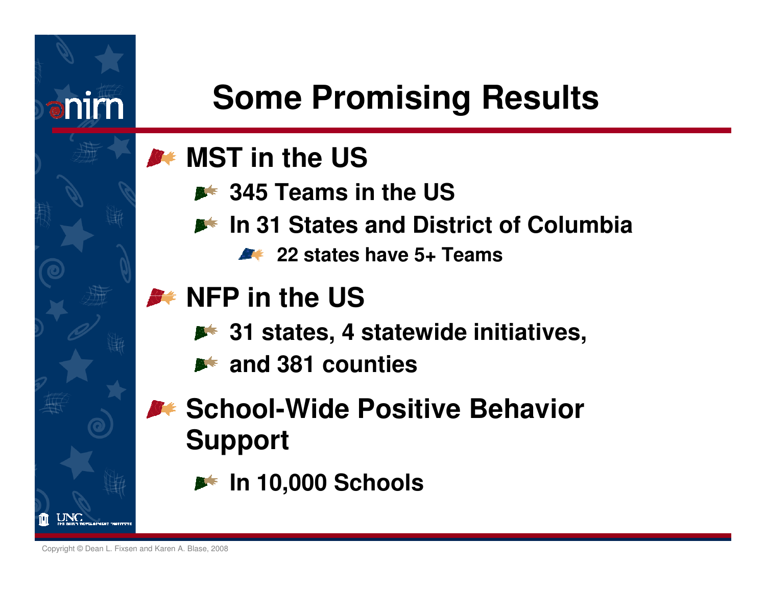# Some Promising Results

- **MST in the US**
  - **345 Teams in the US**
  - **In 31 States and District of Columbia**
    - **22 states have 5+ Teams**
- **NFP in the US**
  - **31 states, 4 statewide initiatives,**
  - **and 381 counties**
- **School-Wide Positive Behavior Support**
  - **In 10,000 Schools**

Copyright © Dean L. Fixsen and Karen A. Blase, 2008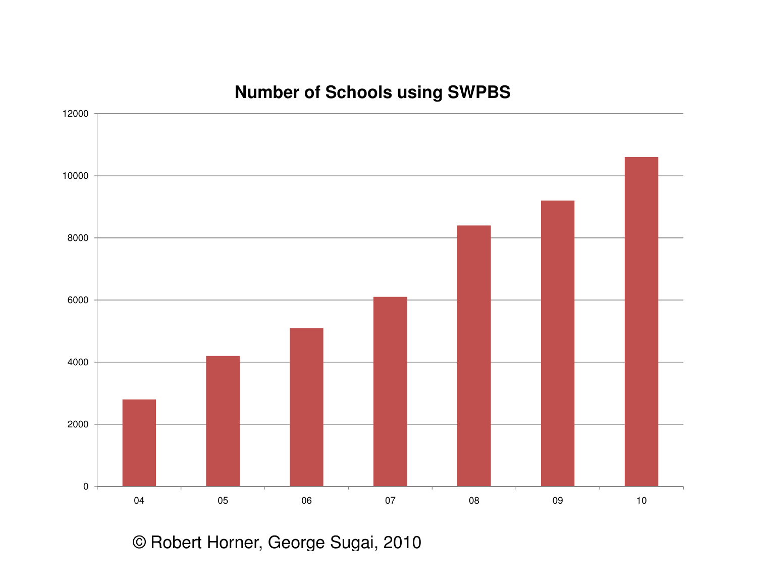## Number of Schools using SWPBS

| Year | Number of Schools |
|---|---|
| 04 | 2800 |
| 05 | 4200 |
| 06 | 5100 |
| 07 | 6100 |
| 08 | 8400 |
| 09 | 9200 |
| 10 | 10600 |

© Robert Horner, George Sugai, 2010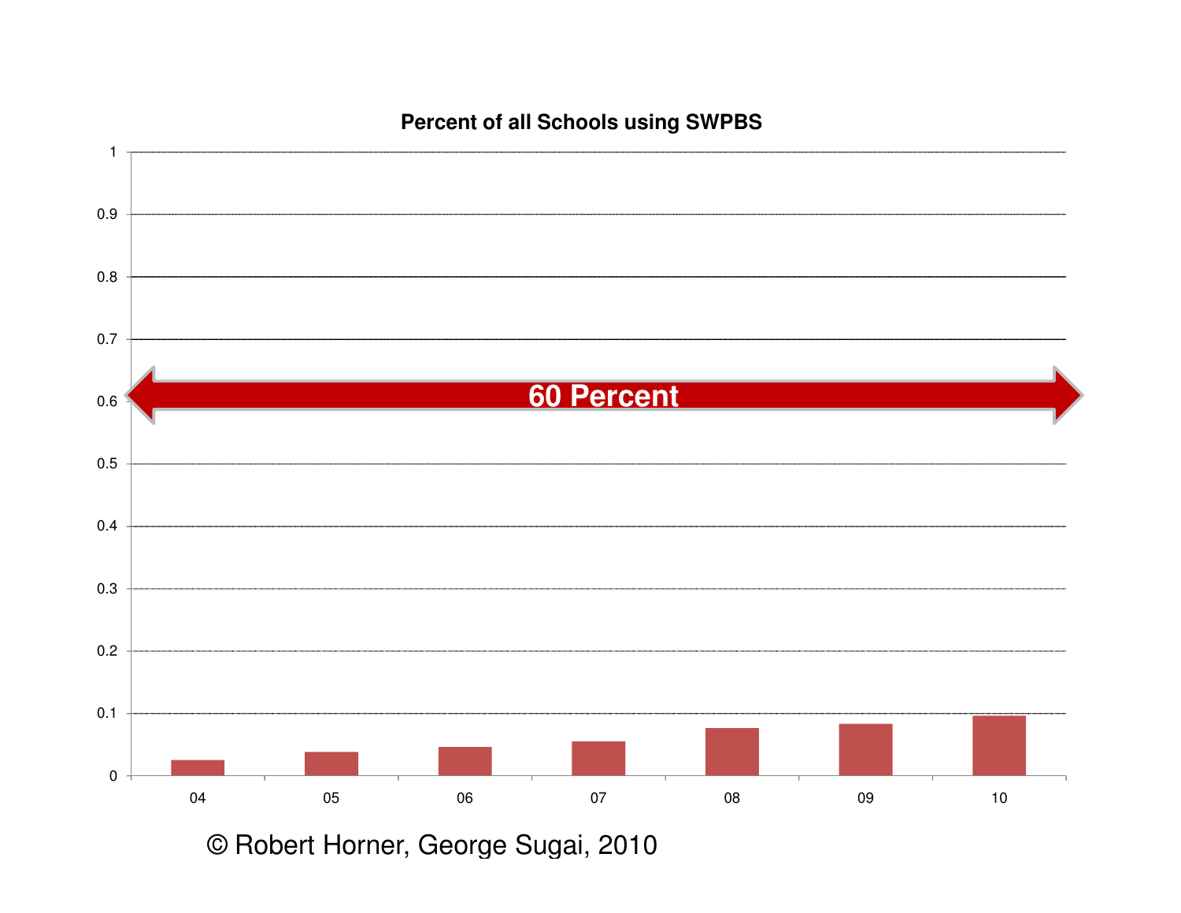**Percent of all Schools using SWPBS**

| Year | Percent of all Schools using SWPBS |
|---|---|
| 04 | ~0.025 |
| 05 | ~0.038 |
| 06 | ~0.046 |
| 07 | ~0.055 |
| 08 | ~0.076 |
| 09 | ~0.083 |
| 10 | ~0.096 |

**60 Percent**

© Robert Horner, George Sugai, 2010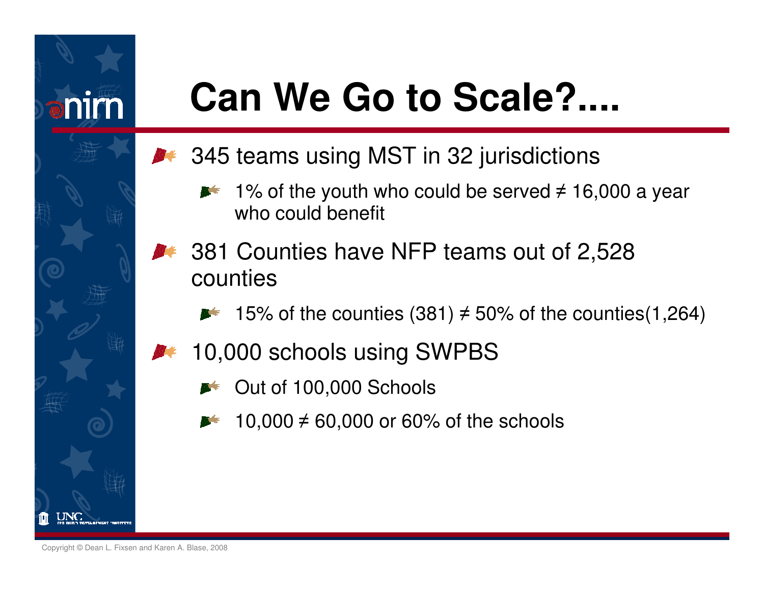# Can We Go to Scale?....

- 345 teams using MST in 32 jurisdictions
  - 1% of the youth who could be served ≠ 16,000 a year who could benefit
- 381 Counties have NFP teams out of 2,528 counties
  - 15% of the counties (381) ≠ 50% of the counties(1,264)
- 10,000 schools using SWPBS
  - Out of 100,000 Schools
  - 10,000 ≠ 60,000 or 60% of the schools

Copyright © Dean L. Fixsen and Karen A. Blase, 2008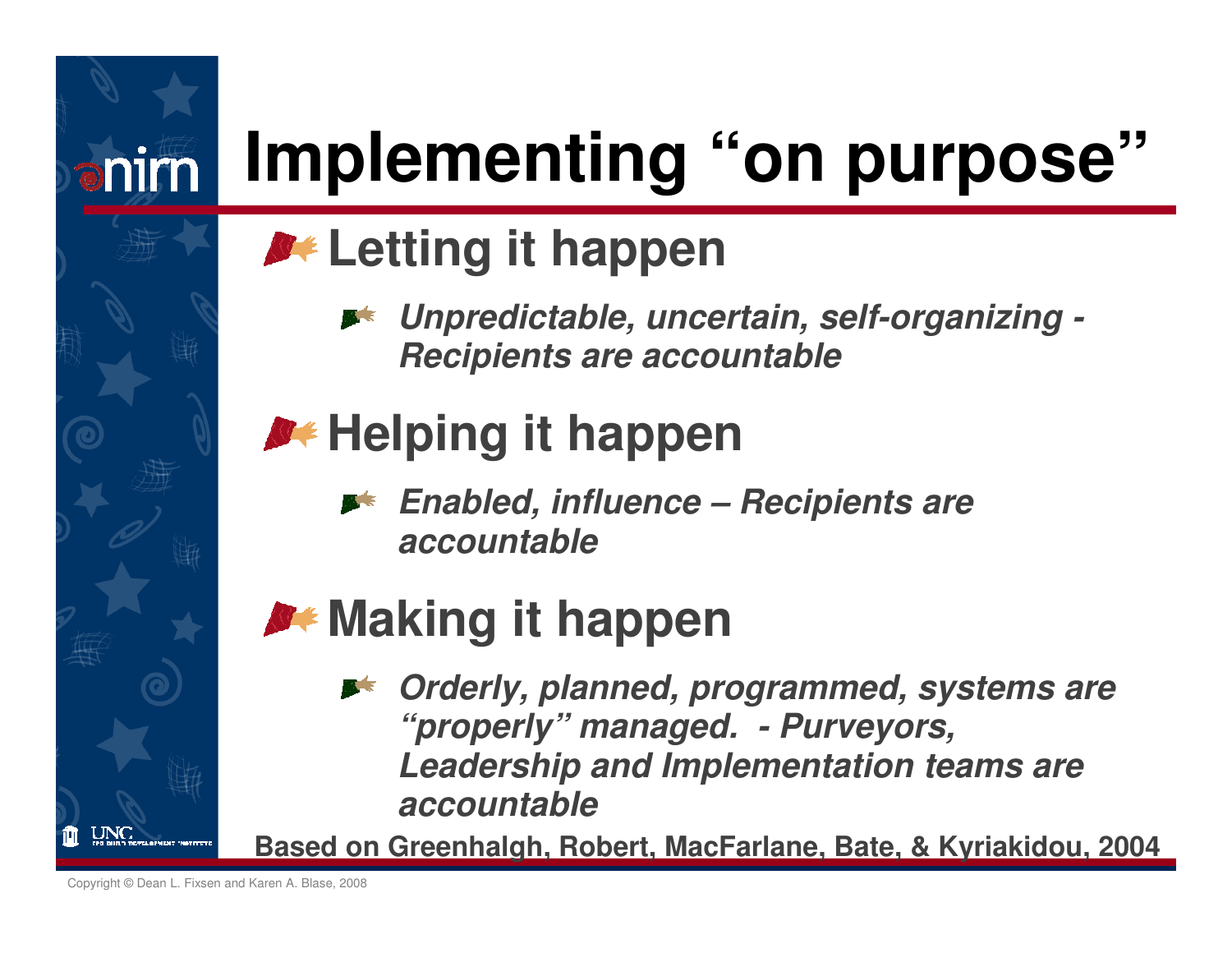# Implementing "on purpose"

- **Letting it happen**
  - ***Unpredictable, uncertain, self-organizing - Recipients are accountable***
- **Helping it happen**
  - ***Enabled, influence – Recipients are accountable***
- **Making it happen**
  - ***Orderly, planned, programmed, systems are "properly" managed. - Purveyors, Leadership and Implementation teams are accountable***

**Based on Greenhalgh, Robert, MacFarlane, Bate, & Kyriakidou, 2004**

Copyright © Dean L. Fixsen and Karen A. Blase, 2008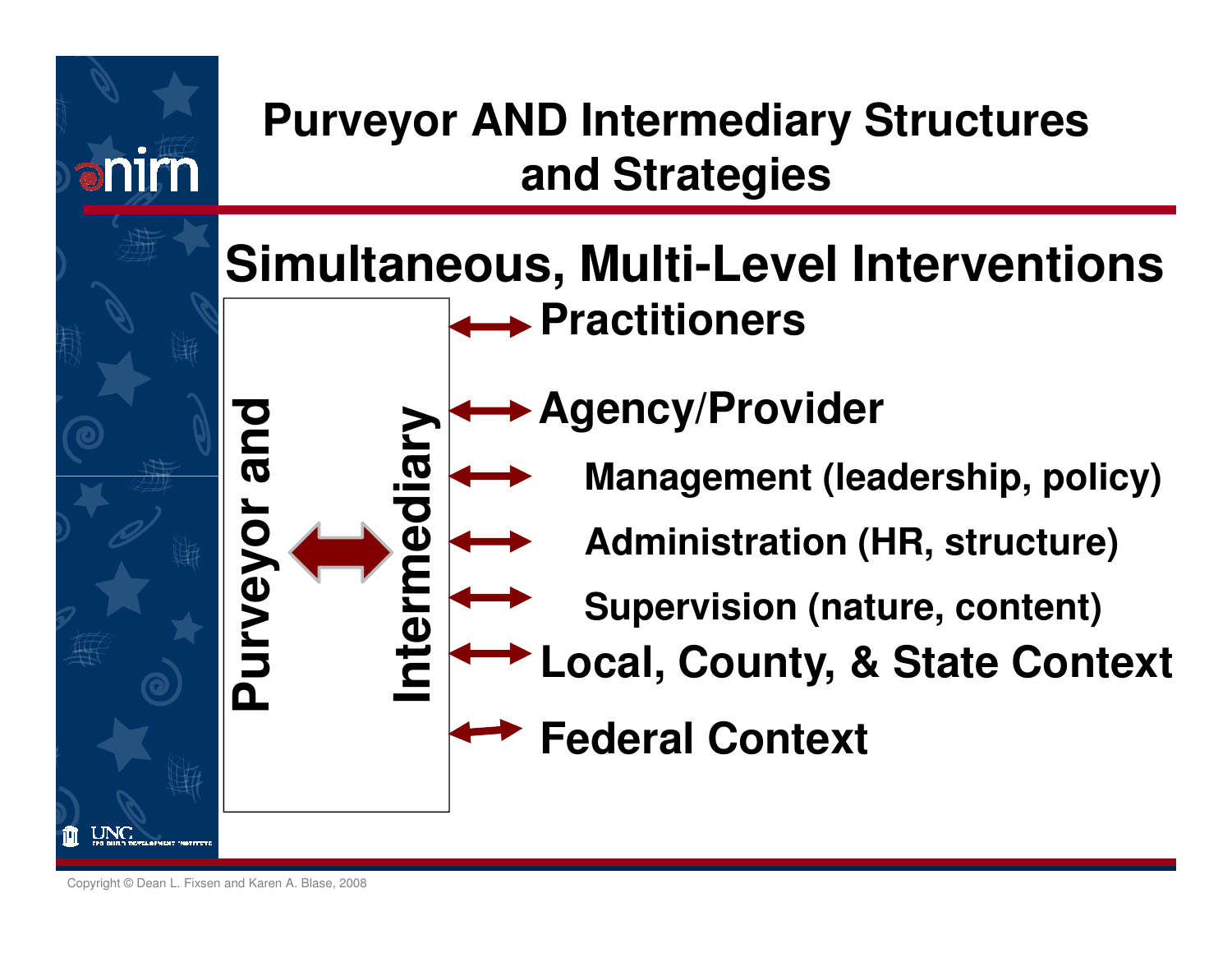# Purveyor AND Intermediary Structures and Strategies

## Simultaneous, Multi-Level Interventions

**Purveyor and ⟷ Intermediary**

- ⟷ **Practitioners**
- ⟷ **Agency/Provider**
  - ⟷ **Management (leadership, policy)**
  - ⟷ **Administration (HR, structure)**
  - ⟷ **Supervision (nature, content)**
- ⟷ **Local, County, & State Context**
- ⟷ **Federal Context**

Copyright © Dean L. Fixsen and Karen A. Blase, 2008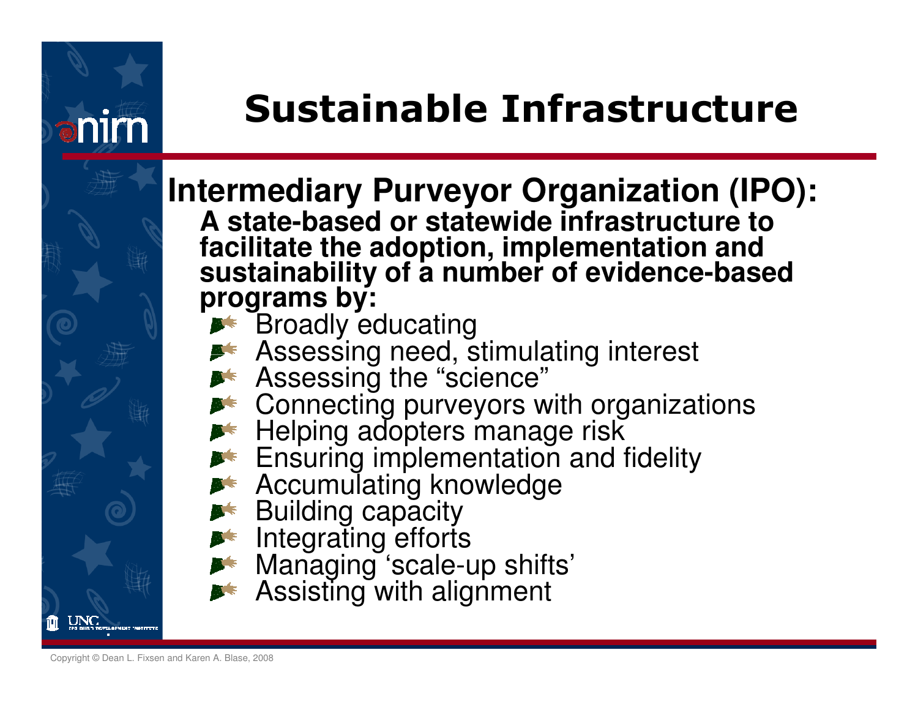# Sustainable Infrastructure

**Intermediary Purveyor Organization (IPO):**

**A state-based or statewide infrastructure to facilitate the adoption, implementation and sustainability of a number of evidence-based programs by:**

- Broadly educating
- Assessing need, stimulating interest
- Assessing the "science"
- Connecting purveyors with organizations
- Helping adopters manage risk
- Ensuring implementation and fidelity
- Accumulating knowledge
- Building capacity
- Integrating efforts
- Managing 'scale-up shifts'
- Assisting with alignment

Copyright © Dean L. Fixsen and Karen A. Blase, 2008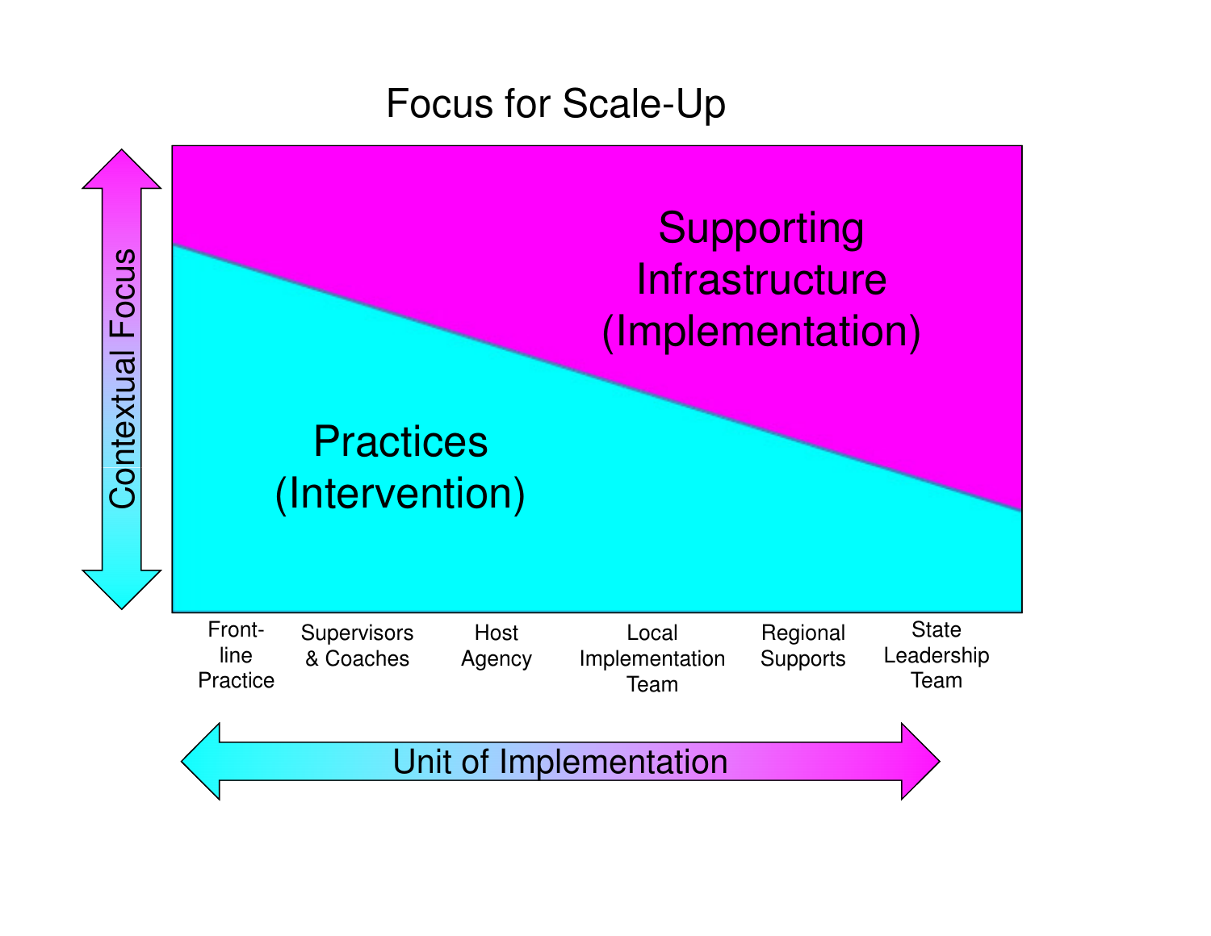# Focus for Scale-Up

Contextual Focus

Supporting Infrastructure (Implementation)

Practices (Intervention)

Front-line Practice | Supervisors & Coaches | Host Agency | Local Implementation Team | Regional Supports | State Leadership Team

Unit of Implementation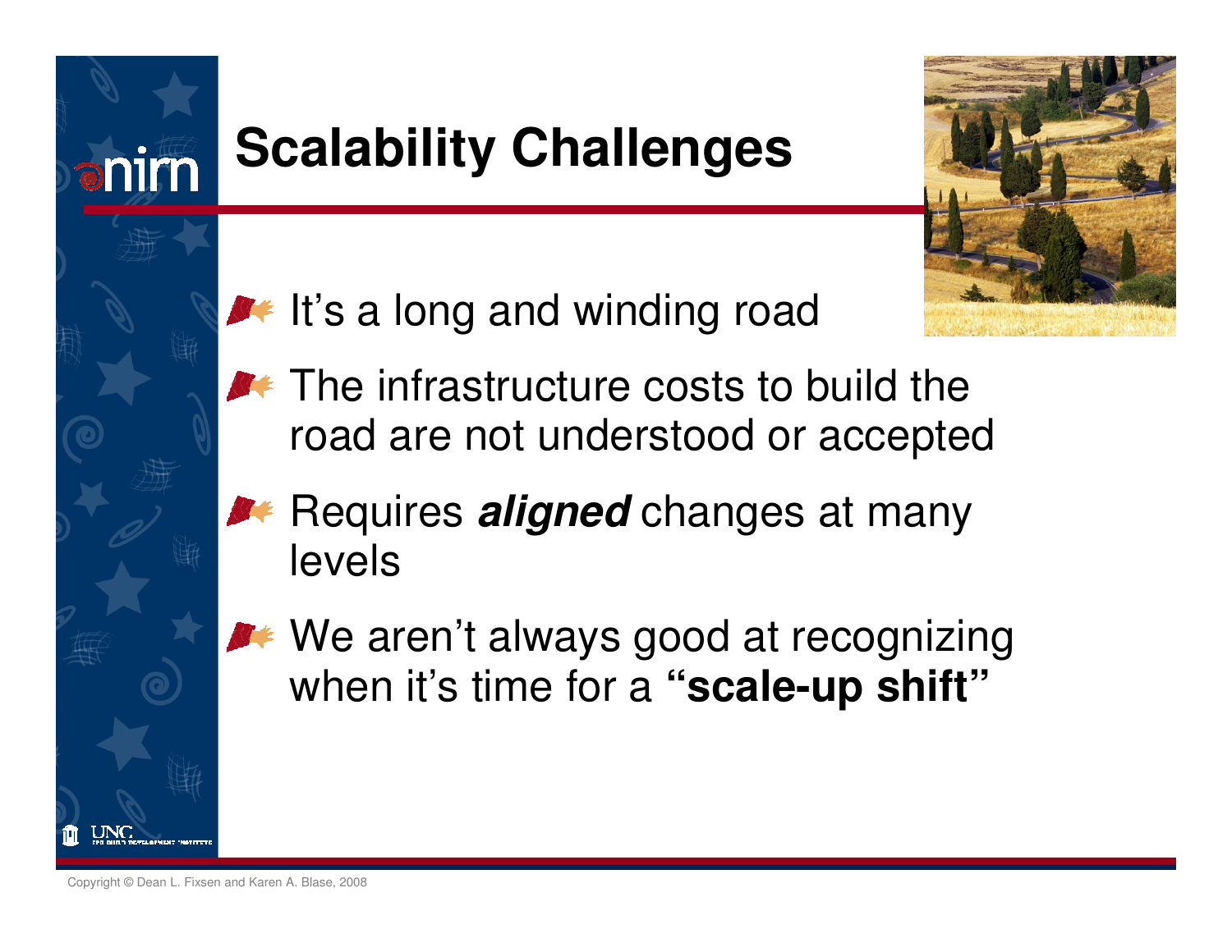# Scalability Challenges

- It's a long and winding road
- The infrastructure costs to build the road are not understood or accepted
- Requires ***aligned*** changes at many levels
- We aren't always good at recognizing when it's time for a **"scale-up shift"**

Copyright © Dean L. Fixsen and Karen A. Blase, 2008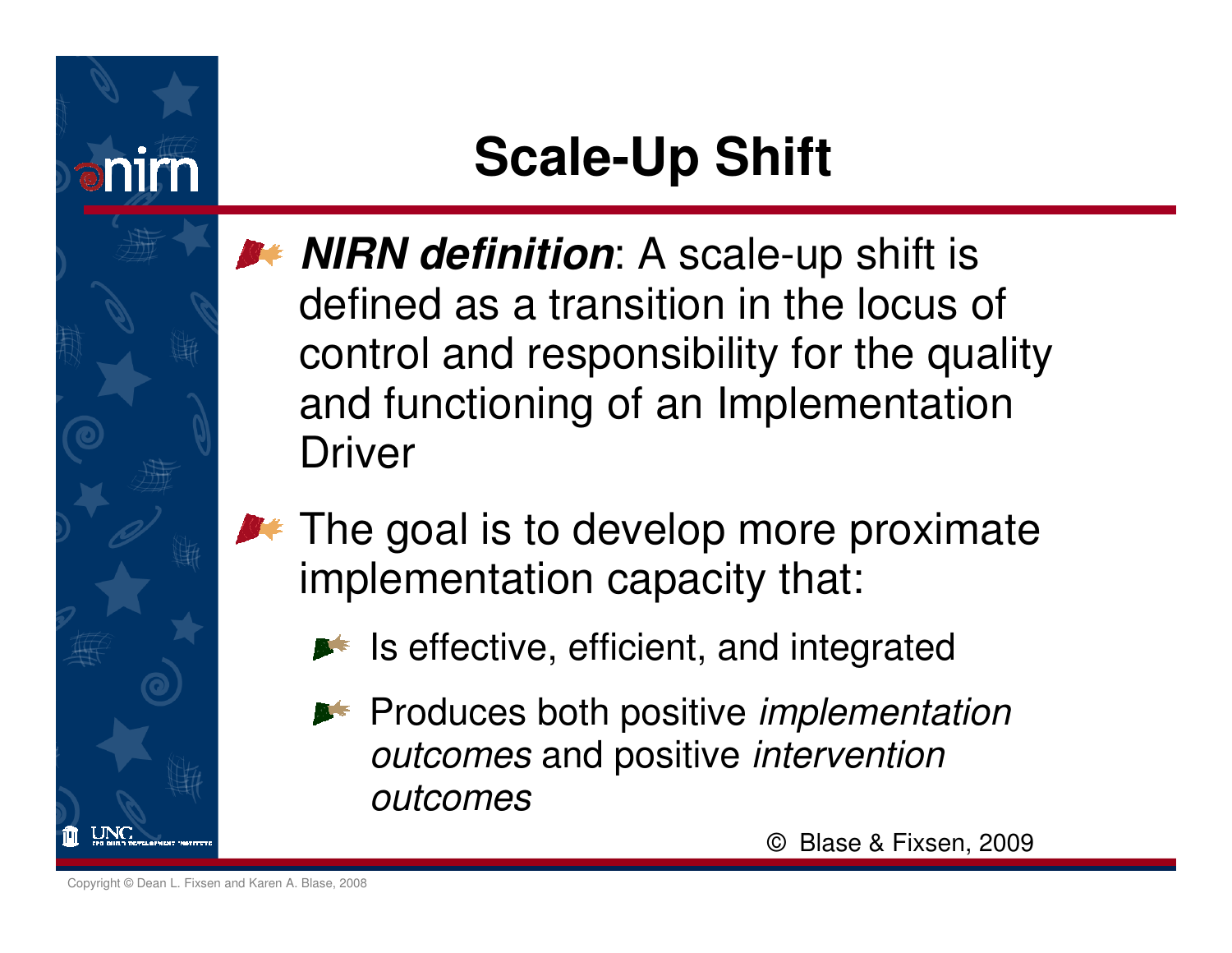# Scale-Up Shift

- ***NIRN definition***: A scale-up shift is defined as a transition in the locus of control and responsibility for the quality and functioning of an Implementation Driver
- The goal is to develop more proximate implementation capacity that:
  - Is effective, efficient, and integrated
  - Produces both positive *implementation outcomes* and positive *intervention outcomes*

© Blase & Fixsen, 2009

Copyright © Dean L. Fixsen and Karen A. Blase, 2008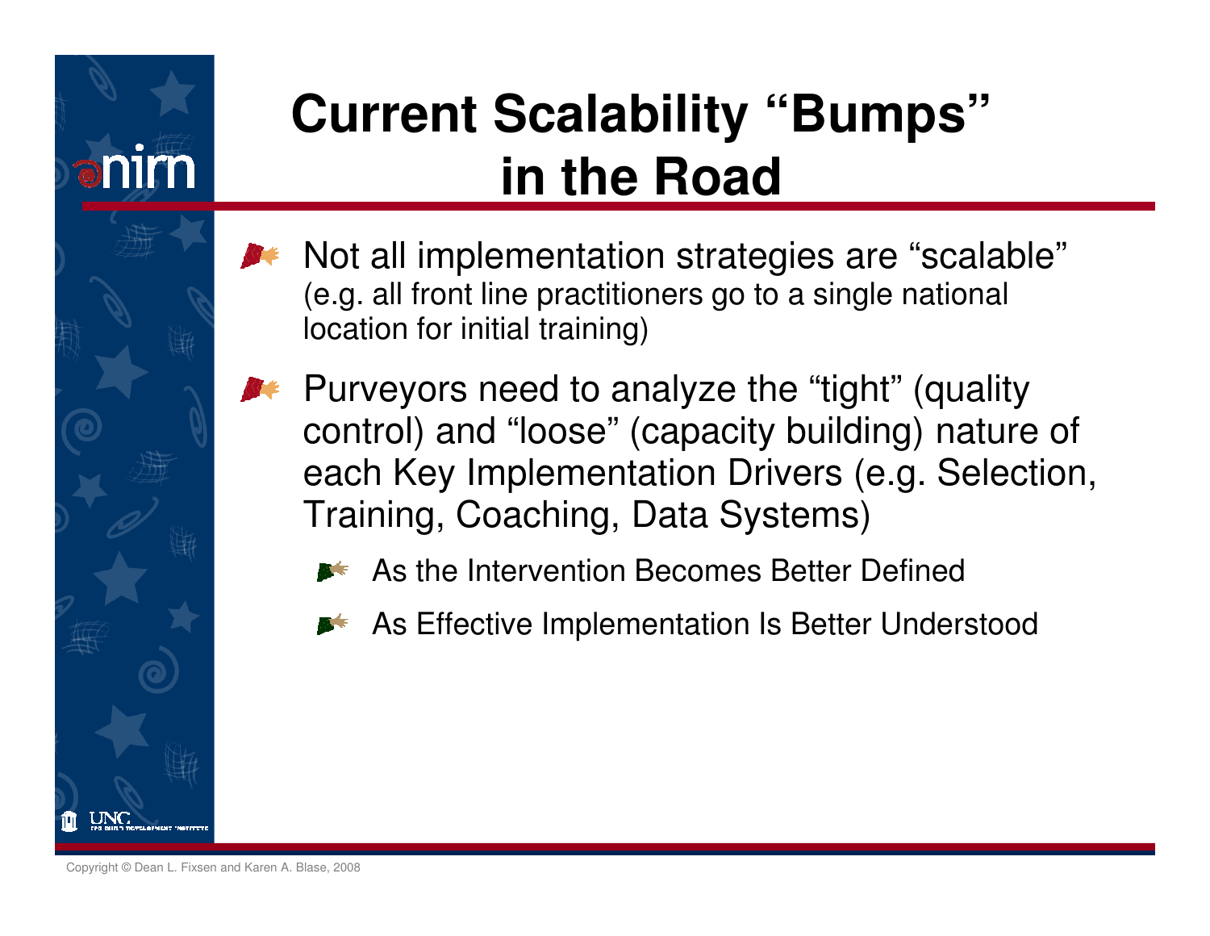# Current Scalability "Bumps" in the Road

- Not all implementation strategies are "scalable" (e.g. all front line practitioners go to a single national location for initial training)
- Purveyors need to analyze the "tight" (quality control) and "loose" (capacity building) nature of each Key Implementation Drivers (e.g. Selection, Training, Coaching, Data Systems)
  - As the Intervention Becomes Better Defined
  - As Effective Implementation Is Better Understood

Copyright © Dean L. Fixsen and Karen A. Blase, 2008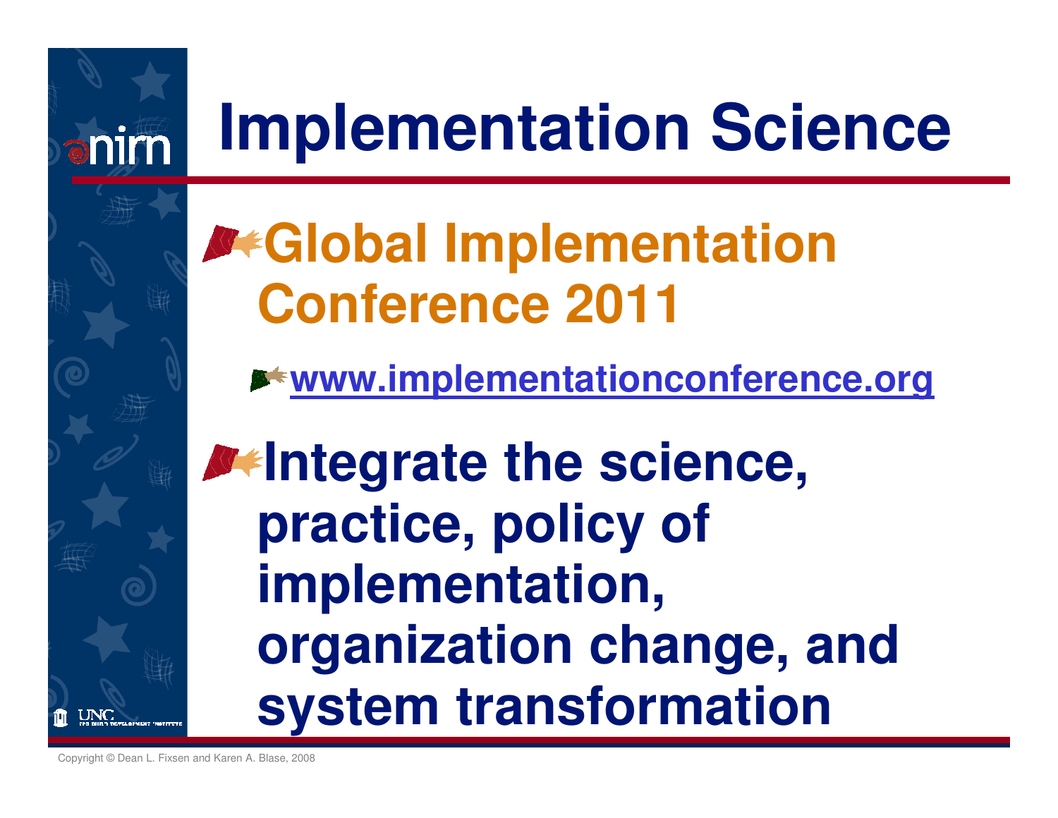# Implementation Science

- **Global Implementation Conference 2011**
  - [www.implementationconference.org](http://www.implementationconference.org)
- **Integrate the science, practice, policy of implementation, organization change, and system transformation**

Copyright © Dean L. Fixsen and Karen A. Blase, 2008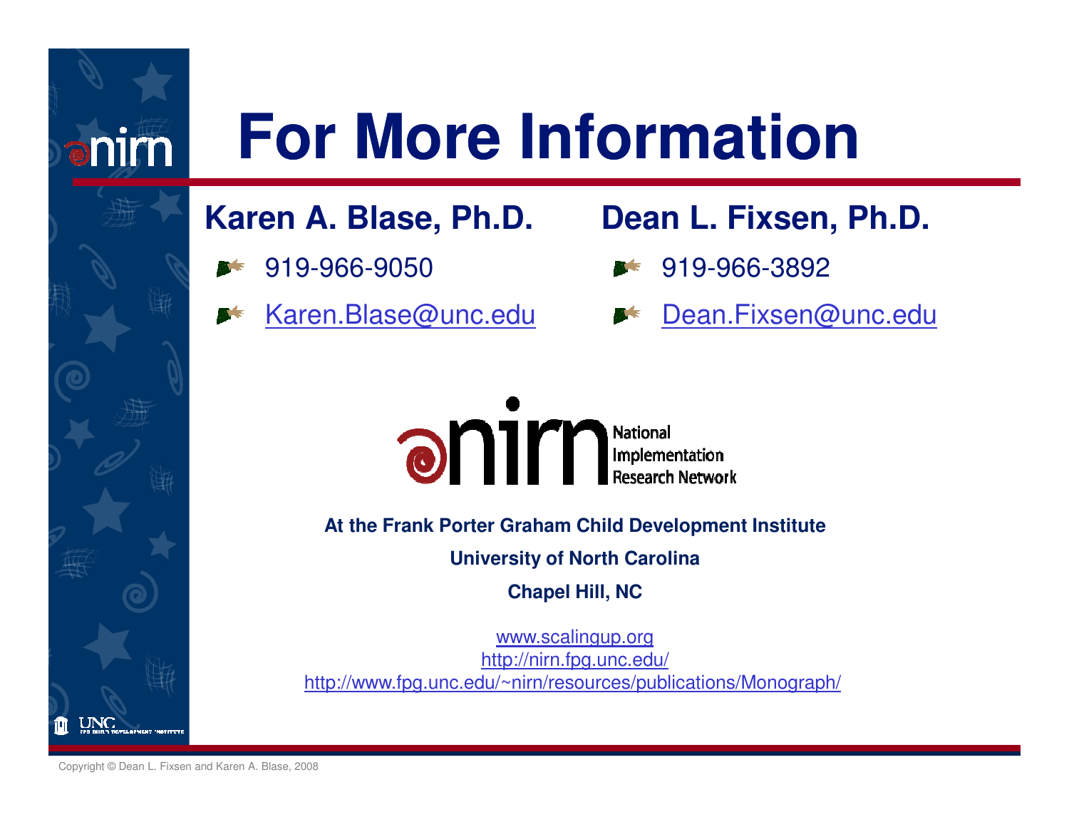# For More Information

## Karen A. Blase, Ph.D.

- 919-966-9050
- Karen.Blase@unc.edu

## Dean L. Fixsen, Ph.D.

- 919-966-3892
- Dean.Fixsen@unc.edu

nirn National Implementation Research Network

**At the Frank Porter Graham Child Development Institute**

**University of North Carolina**

**Chapel Hill, NC**

www.scalingup.org
http://nirn.fpg.unc.edu/
http://www.fpg.unc.edu/~nirn/resources/publications/Monograph/

Copyright © Dean L. Fixsen and Karen A. Blase, 2008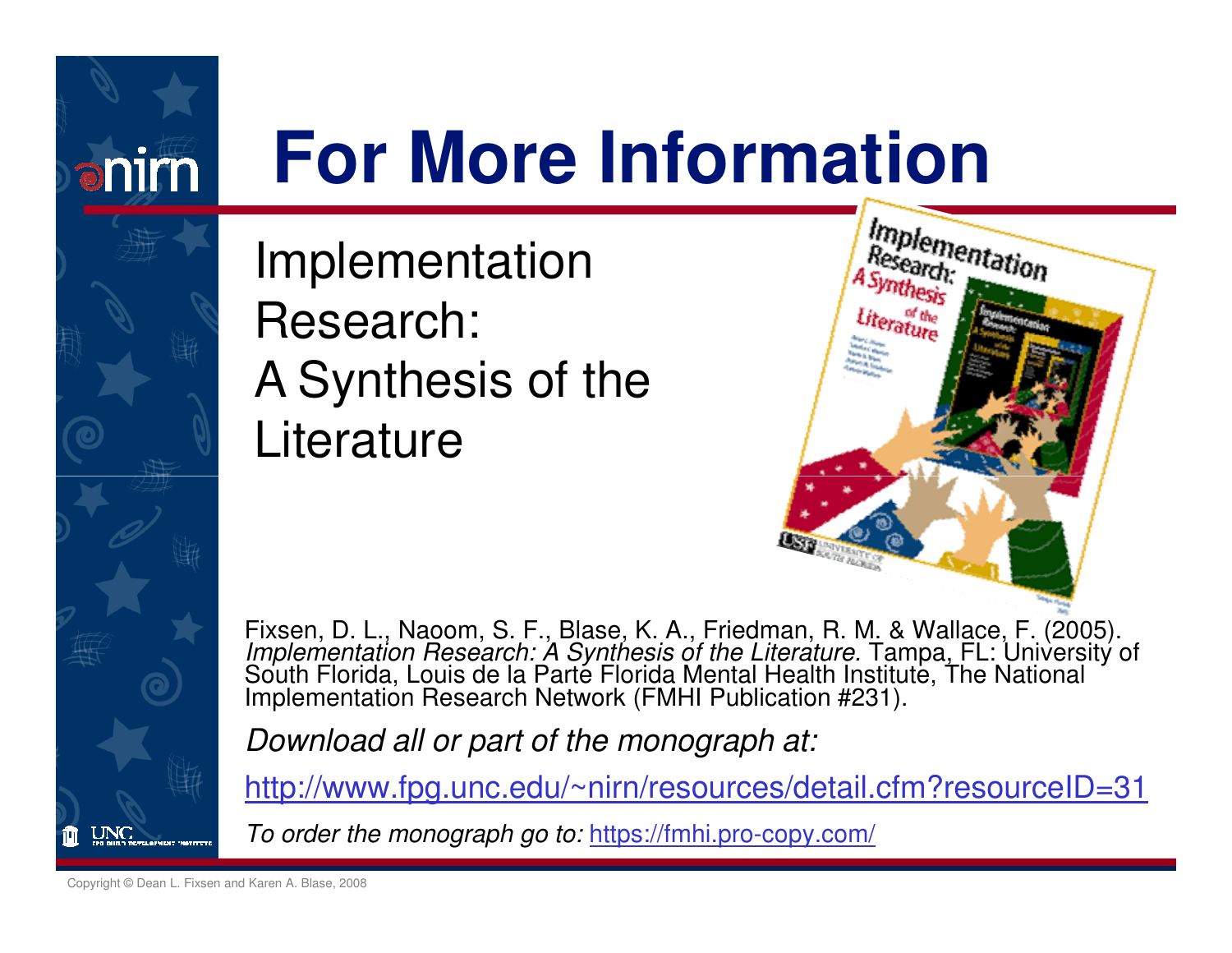# For More Information

Implementation Research: A Synthesis of the Literature

Fixsen, D. L., Naoom, S. F., Blase, K. A., Friedman, R. M. & Wallace, F. (2005). *Implementation Research: A Synthesis of the Literature.* Tampa, FL: University of South Florida, Louis de la Parte Florida Mental Health Institute, The National Implementation Research Network (FMHI Publication #231).

*Download all or part of the monograph at:*

http://www.fpg.unc.edu/~nirn/resources/detail.cfm?resourceID=31

*To order the monograph go to:* https://fmhi.pro-copy.com/

Copyright © Dean L. Fixsen and Karen A. Blase, 2008